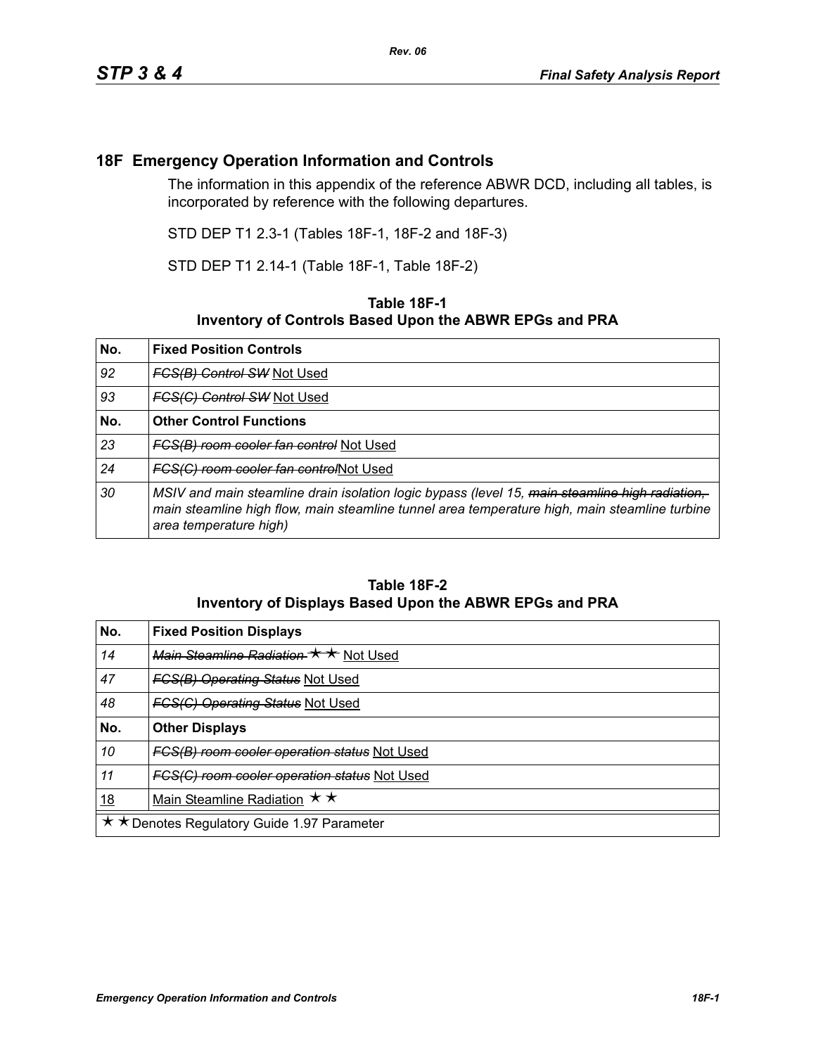## 18F Emergency Operation Information and Controls

The information in this appendix of the reference ABWR DCD, including all tables, is incorporated by reference with the following departures.

STD DEP T1 2.3-1 (Tables 18F-1, 18F-2 and 18F-3)

STD DEP T1 2.14-1 (Table 18F-1, Table 18F-2)

**Table 18F-1**
**Inventory of Controls Based Upon the ABWR EPGs and PRA**

| No. | Fixed Position Controls |
|---|---|
| *92* | ~~*FCS(B) Control SW*~~ Not Used |
| *93* | ~~*FCS(C) Control SW*~~ Not Used |
| **No.** | **Other Control Functions** |
| *23* | ~~*FCS(B) room cooler fan control*~~ Not Used |
| *24* | ~~*FCS(C) room cooler fan control*~~Not Used |
| *30* | *MSIV and main steamline drain isolation logic bypass (level 15,* ~~*main steamline high radiation,*~~ *main steamline high flow, main steamline tunnel area temperature high, main steamline turbine area temperature high)* |

**Table 18F-2**
**Inventory of Displays Based Upon the ABWR EPGs and PRA**

| No. | Fixed Position Displays |
|---|---|
| *14* | ~~*Main Steamline Radiation* ★★~~ Not Used |
| *47* | ~~*FCS(B) Operating Status*~~ Not Used |
| *48* | ~~*FCS(C) Operating Status*~~ Not Used |
| **No.** | **Other Displays** |
| *10* | ~~*FCS(B) room cooler operation status*~~ Not Used |
| *11* | ~~*FCS(C) room cooler operation status*~~ Not Used |
| 18 | Main Steamline Radiation ★★ |
| ★★Denotes Regulatory Guide 1.97 Parameter | |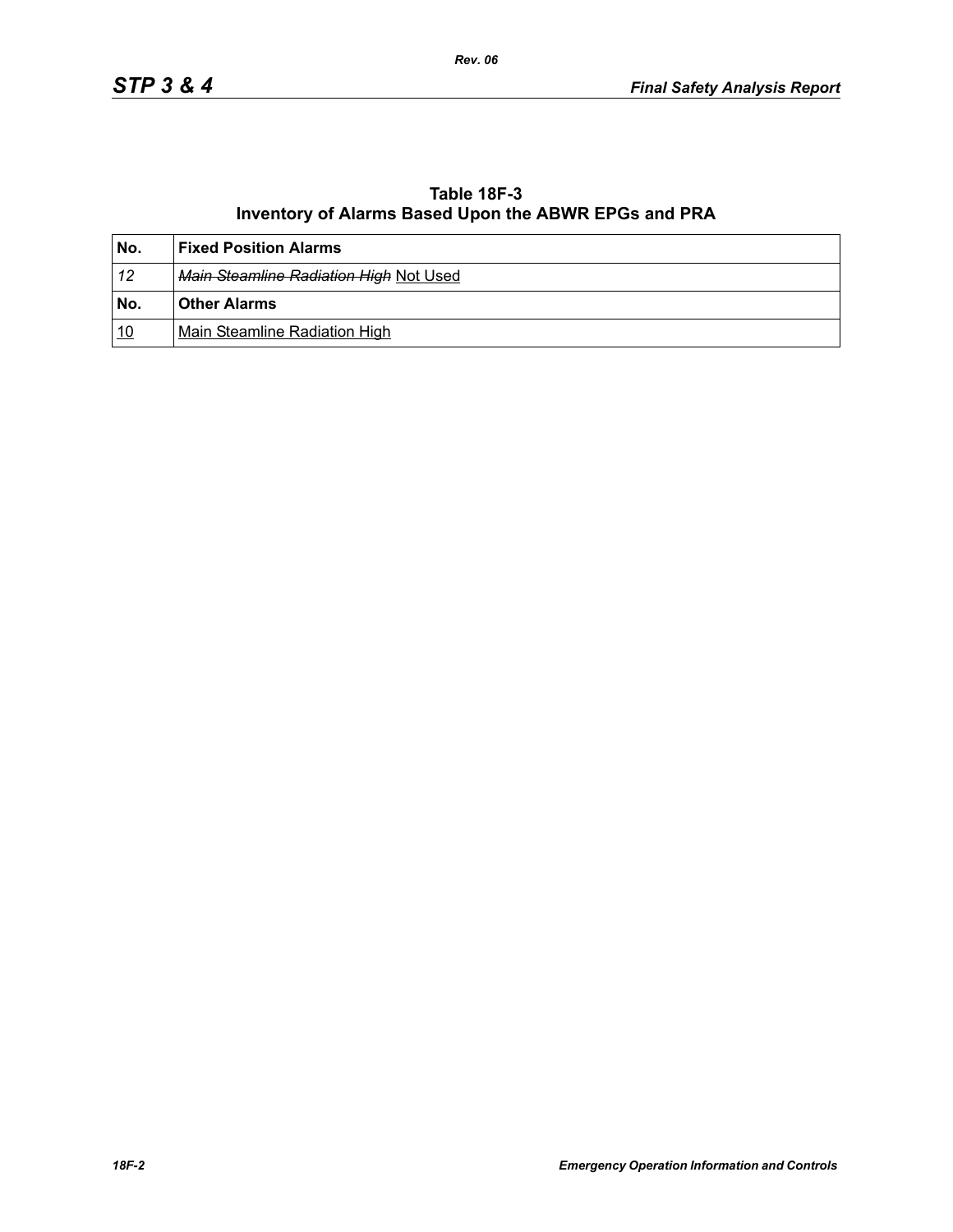**Table 18F-3**
**Inventory of Alarms Based Upon the ABWR EPGs and PRA**

| No. | Fixed Position Alarms |
|---|---|
| *12* | ~~*Main Steamline Radiation High*~~ Not Used |
| **No.** | **Other Alarms** |
| 10 | Main Steamline Radiation High |